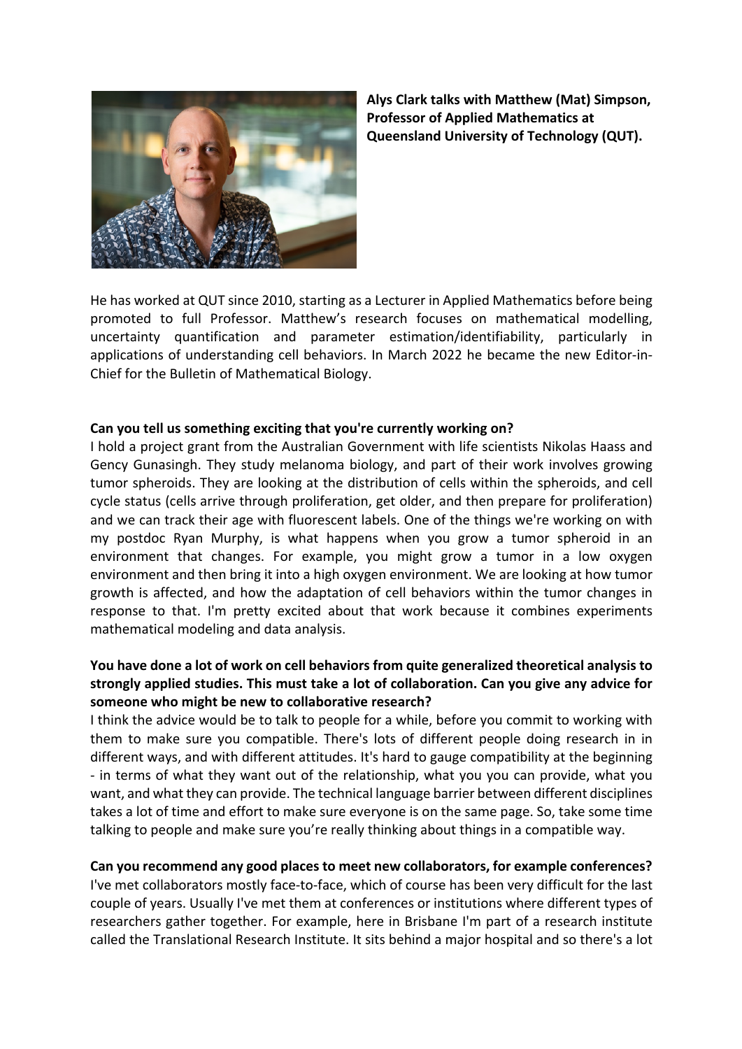**Alys Clark talks with Matthew (Mat) Simpson, Professor of Applied Mathematics at Queensland University of Technology (QUT).**

He has worked at QUT since 2010, starting as a Lecturer in Applied Mathematics before being promoted to full Professor. Matthew's research focuses on mathematical modelling, uncertainty quantification and parameter estimation/identifiability, particularly in applications of understanding cell behaviors. In March 2022 he became the new Editor-in-Chief for the Bulletin of Mathematical Biology.

**Can you tell us something exciting that you're currently working on?**

I hold a project grant from the Australian Government with life scientists Nikolas Haass and Gency Gunasingh. They study melanoma biology, and part of their work involves growing tumor spheroids. They are looking at the distribution of cells within the spheroids, and cell cycle status (cells arrive through proliferation, get older, and then prepare for proliferation) and we can track their age with fluorescent labels. One of the things we're working on with my postdoc Ryan Murphy, is what happens when you grow a tumor spheroid in an environment that changes. For example, you might grow a tumor in a low oxygen environment and then bring it into a high oxygen environment. We are looking at how tumor growth is affected, and how the adaptation of cell behaviors within the tumor changes in response to that. I'm pretty excited about that work because it combines experiments mathematical modeling and data analysis.

**You have done a lot of work on cell behaviors from quite generalized theoretical analysis to strongly applied studies. This must take a lot of collaboration. Can you give any advice for someone who might be new to collaborative research?**

I think the advice would be to talk to people for a while, before you commit to working with them to make sure you compatible. There's lots of different people doing research in in different ways, and with different attitudes. It's hard to gauge compatibility at the beginning - in terms of what they want out of the relationship, what you you can provide, what you want, and what they can provide. The technical language barrier between different disciplines takes a lot of time and effort to make sure everyone is on the same page. So, take some time talking to people and make sure you're really thinking about things in a compatible way.

**Can you recommend any good places to meet new collaborators, for example conferences?**

I've met collaborators mostly face-to-face, which of course has been very difficult for the last couple of years. Usually I've met them at conferences or institutions where different types of researchers gather together. For example, here in Brisbane I'm part of a research institute called the Translational Research Institute. It sits behind a major hospital and so there's a lot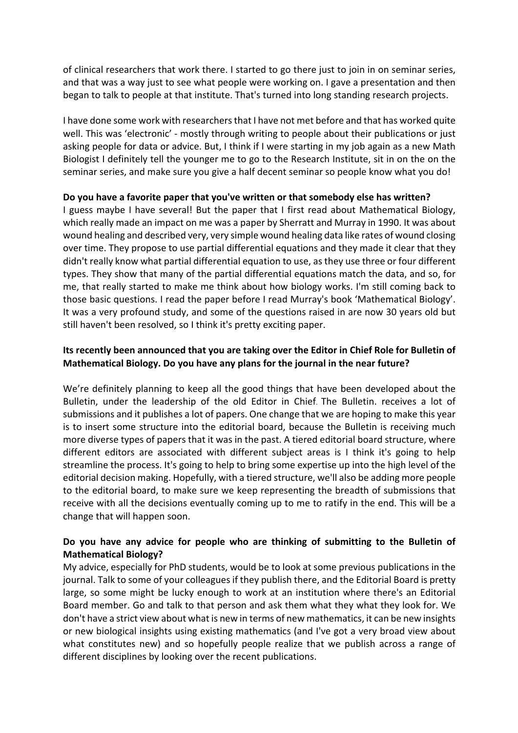of clinical researchers that work there. I started to go there just to join in on seminar series, and that was a way just to see what people were working on. I gave a presentation and then began to talk to people at that institute. That's turned into long standing research projects.

I have done some work with researchers that I have not met before and that has worked quite well. This was 'electronic' - mostly through writing to people about their publications or just asking people for data or advice. But, I think if I were starting in my job again as a new Math Biologist I definitely tell the younger me to go to the Research Institute, sit in on the on the seminar series, and make sure you give a half decent seminar so people know what you do!

**Do you have a favorite paper that you've written or that somebody else has written?**
I guess maybe I have several! But the paper that I first read about Mathematical Biology, which really made an impact on me was a paper by Sherratt and Murray in 1990. It was about wound healing and described very, very simple wound healing data like rates of wound closing over time. They propose to use partial differential equations and they made it clear that they didn't really know what partial differential equation to use, as they use three or four different types. They show that many of the partial differential equations match the data, and so, for me, that really started to make me think about how biology works. I'm still coming back to those basic questions. I read the paper before I read Murray's book 'Mathematical Biology'. It was a very profound study, and some of the questions raised in are now 30 years old but still haven't been resolved, so I think it's pretty exciting paper.

**Its recently been announced that you are taking over the Editor in Chief Role for Bulletin of Mathematical Biology. Do you have any plans for the journal in the near future?**

We're definitely planning to keep all the good things that have been developed about the Bulletin, under the leadership of the old Editor in Chief. The Bulletin. receives a lot of submissions and it publishes a lot of papers. One change that we are hoping to make this year is to insert some structure into the editorial board, because the Bulletin is receiving much more diverse types of papers that it was in the past. A tiered editorial board structure, where different editors are associated with different subject areas is I think it's going to help streamline the process. It's going to help to bring some expertise up into the high level of the editorial decision making. Hopefully, with a tiered structure, we'll also be adding more people to the editorial board, to make sure we keep representing the breadth of submissions that receive with all the decisions eventually coming up to me to ratify in the end. This will be a change that will happen soon.

**Do you have any advice for people who are thinking of submitting to the Bulletin of Mathematical Biology?**
My advice, especially for PhD students, would be to look at some previous publications in the journal. Talk to some of your colleagues if they publish there, and the Editorial Board is pretty large, so some might be lucky enough to work at an institution where there's an Editorial Board member. Go and talk to that person and ask them what they what they look for. We don't have a strict view about what is new in terms of new mathematics, it can be new insights or new biological insights using existing mathematics (and I've got a very broad view about what constitutes new) and so hopefully people realize that we publish across a range of different disciplines by looking over the recent publications.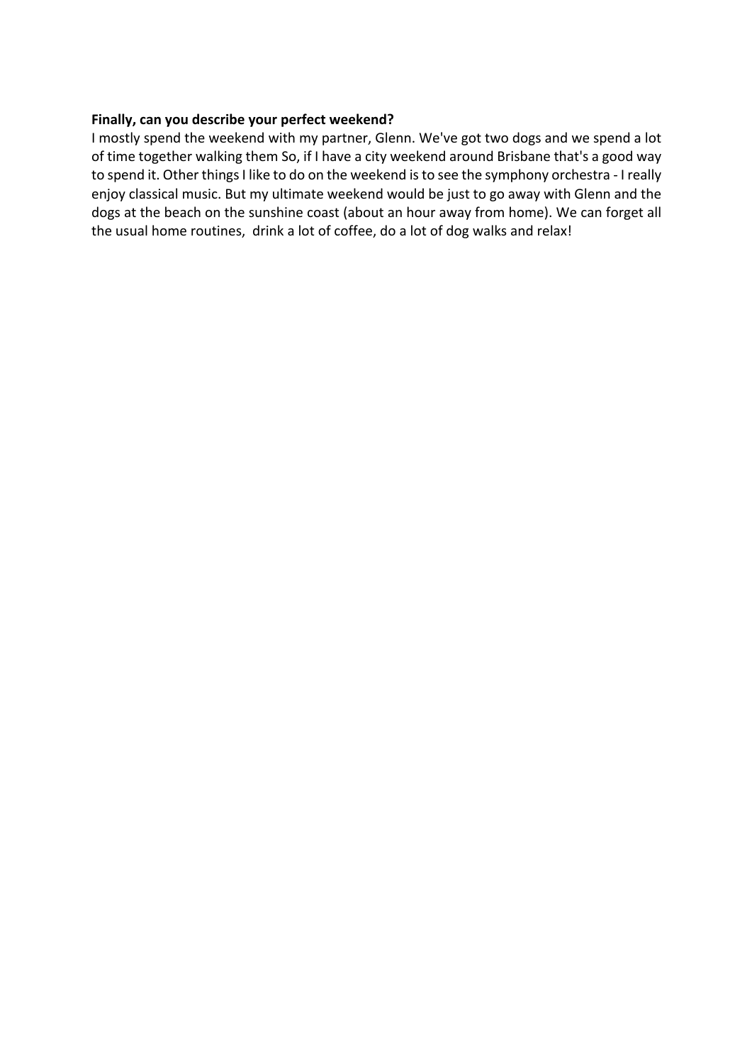**Finally, can you describe your perfect weekend?**

I mostly spend the weekend with my partner, Glenn. We've got two dogs and we spend a lot of time together walking them So, if I have a city weekend around Brisbane that's a good way to spend it. Other things I like to do on the weekend is to see the symphony orchestra - I really enjoy classical music. But my ultimate weekend would be just to go away with Glenn and the dogs at the beach on the sunshine coast (about an hour away from home). We can forget all the usual home routines, drink a lot of coffee, do a lot of dog walks and relax!